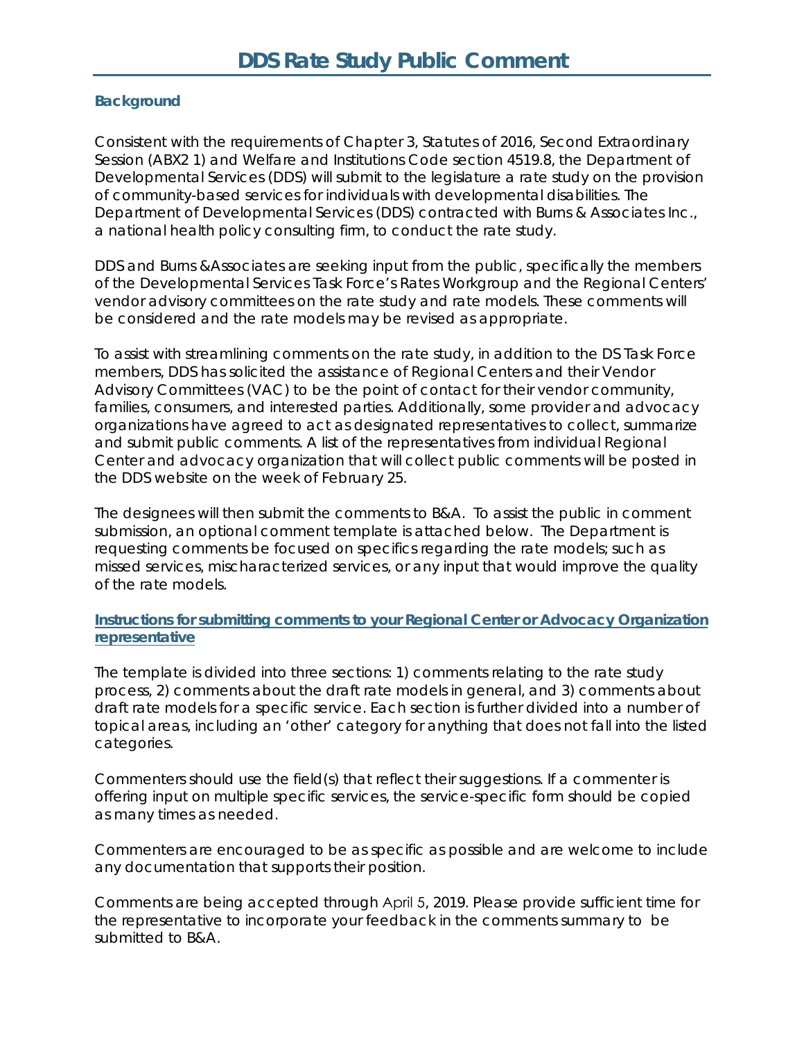# DDS Rate Study Public Comment

### Background

Consistent with the requirements of Chapter 3, Statutes of 2016, Second Extraordinary Session (ABX2 1) and Welfare and Institutions Code section 4519.8, the Department of Developmental Services (DDS) will submit to the legislature a rate study on the provision of community-based services for individuals with developmental disabilities. The Department of Developmental Services (DDS) contracted with Burns & Associates Inc., a national health policy consulting firm, to conduct the rate study.

DDS and Burns &Associates are seeking input from the public, specifically the members of the Developmental Services Task Force's Rates Workgroup and the Regional Centers' vendor advisory committees on the rate study and rate models. These comments will be considered and the rate models may be revised as appropriate.

To assist with streamlining comments on the rate study, in addition to the DS Task Force members, DDS has solicited the assistance of Regional Centers and their Vendor Advisory Committees (VAC) to be the point of contact for their vendor community, families, consumers, and interested parties. Additionally, some provider and advocacy organizations have agreed to act as designated representatives to collect, summarize and submit public comments. A list of the representatives from individual Regional Center and advocacy organization that will collect public comments will be posted in the DDS website on the week of February 25.

The designees will then submit the comments to B&A. To assist the public in comment submission, an optional comment template is attached below. The Department is requesting comments be focused on specifics regarding the rate models; such as missed services, mischaracterized services, or any input that would improve the quality of the rate models.

### Instructions for submitting comments to your Regional Center or Advocacy Organization representative

The template is divided into three sections: 1) comments relating to the rate study process, 2) comments about the draft rate models in general, and 3) comments about draft rate models for a specific service. Each section is further divided into a number of topical areas, including an 'other' category for anything that does not fall into the listed categories.

Commenters should use the field(s) that reflect their suggestions. If a commenter is offering input on multiple specific services, the service-specific form should be copied as many times as needed.

Commenters are encouraged to be as specific as possible and are welcome to include any documentation that supports their position.

Comments are being accepted through April 5, 2019. Please provide sufficient time for the representative to incorporate your feedback in the comments summary to be submitted to B&A.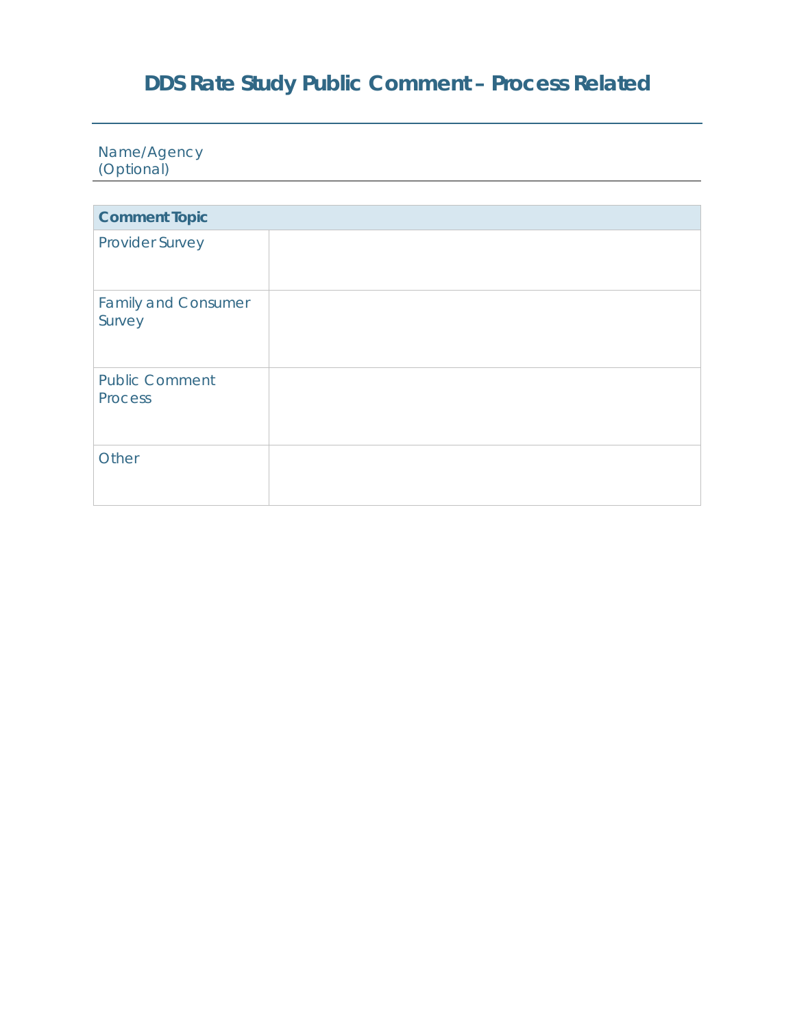# DDS Rate Study Public Comment – Process Related

Name/Agency (Optional)

| Comment Topic | |
|---|---|
| Provider Survey | |
| Family and Consumer Survey | |
| Public Comment Process | |
| Other | |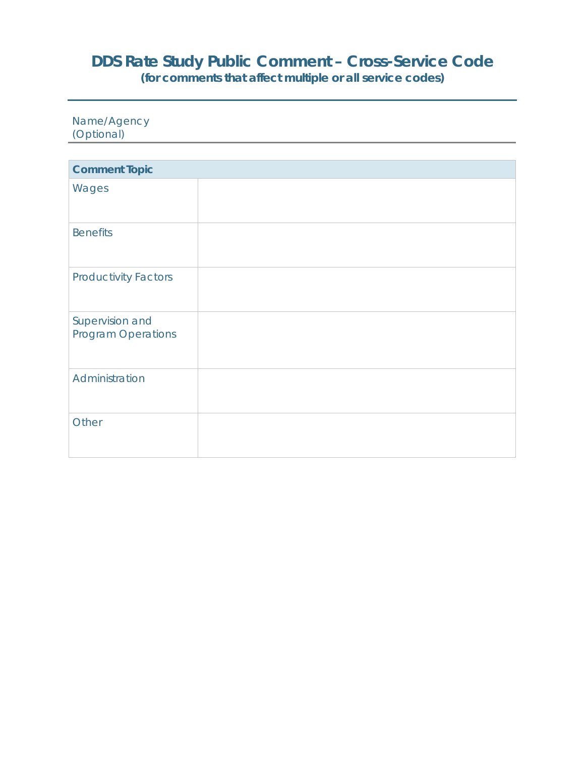# DDS Rate Study Public Comment – Cross-Service Code

**(for comments that affect multiple or all service codes)**

Name/Agency (Optional)

| Comment Topic | |
|---|---|
| Wages | |
| Benefits | |
| Productivity Factors | |
| Supervision and Program Operations | |
| Administration | |
| Other | |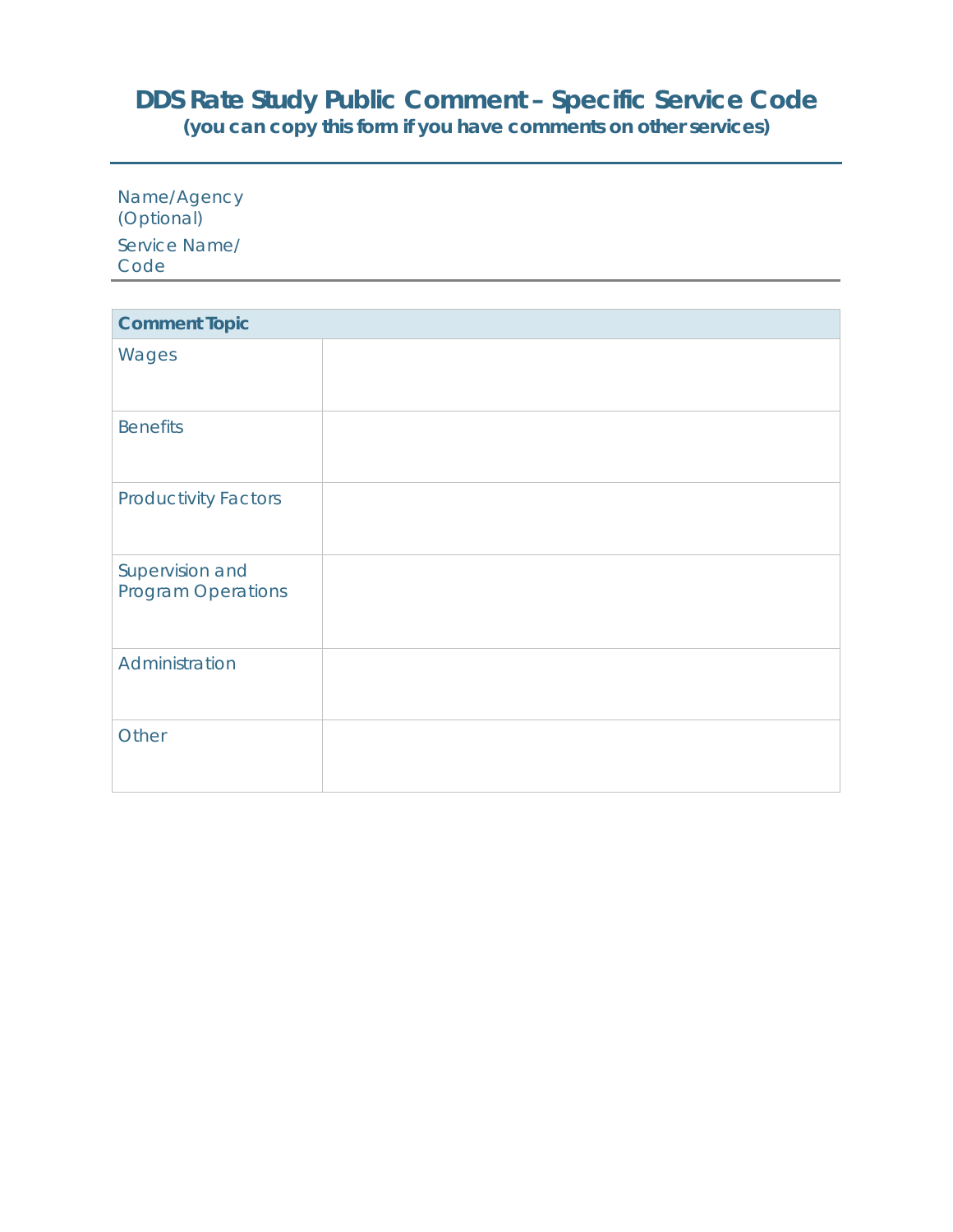# DDS Rate Study Public Comment – Specific Service Code

**(you can copy this form if you have comments on other services)**

| | |
|---|---|
| Name/Agency (Optional) | |
| Service Name/ Code | |

| Comment Topic | |
|---|---|
| Wages | |
| Benefits | |
| Productivity Factors | |
| Supervision and Program Operations | |
| Administration | |
| Other | |